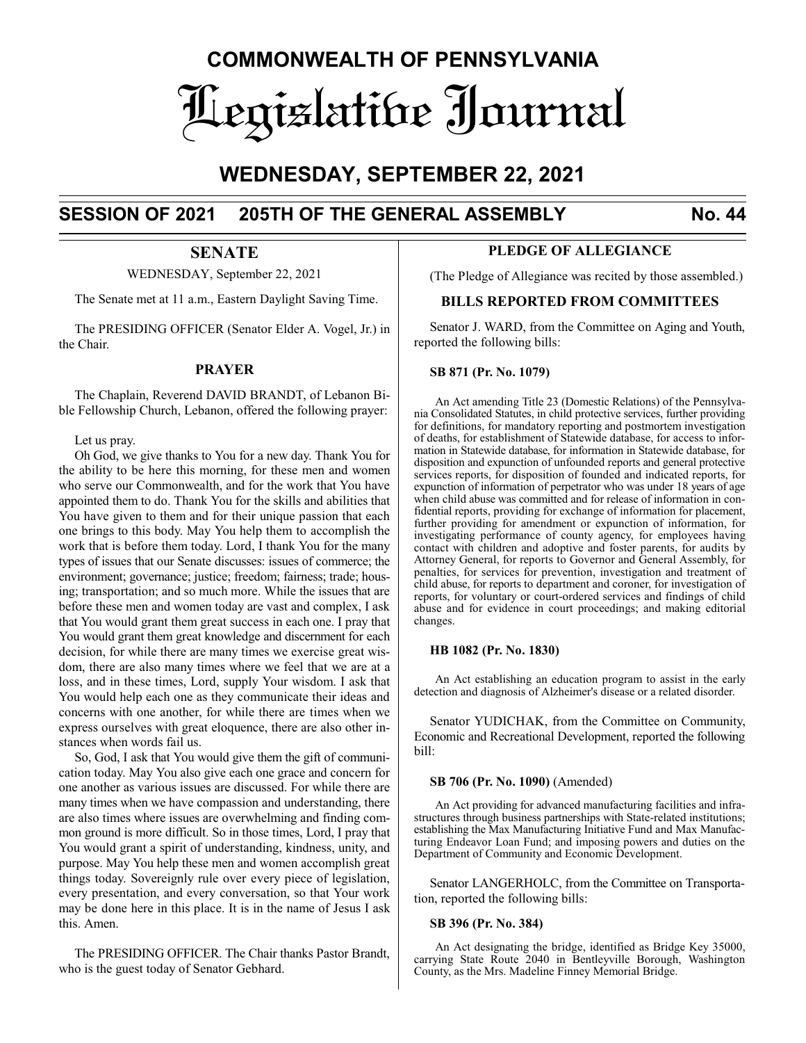# COMMONWEALTH OF PENNSYLVANIA

# Legislative Journal

## WEDNESDAY, SEPTEMBER 22, 2021

**SESSION OF 2021 205TH OF THE GENERAL ASSEMBLY No. 44**

## SENATE

WEDNESDAY, September 22, 2021

The Senate met at 11 a.m., Eastern Daylight Saving Time.

The PRESIDING OFFICER (Senator Elder A. Vogel, Jr.) in the Chair.

### PRAYER

The Chaplain, Reverend DAVID BRANDT, of Lebanon Bible Fellowship Church, Lebanon, offered the following prayer:

Let us pray.

Oh God, we give thanks to You for a new day. Thank You for the ability to be here this morning, for these men and women who serve our Commonwealth, and for the work that You have appointed them to do. Thank You for the skills and abilities that You have given to them and for their unique passion that each one brings to this body. May You help them to accomplish the work that is before them today. Lord, I thank You for the many types of issues that our Senate discusses: issues of commerce; the environment; governance; justice; freedom; fairness; trade; housing; transportation; and so much more. While the issues that are before these men and women today are vast and complex, I ask that You would grant them great success in each one. I pray that You would grant them great knowledge and discernment for each decision, for while there are many times we exercise great wisdom, there are also many times where we feel that we are at a loss, and in these times, Lord, supply Your wisdom. I ask that You would help each one as they communicate their ideas and concerns with one another, for while there are times when we express ourselves with great eloquence, there are also other instances when words fail us.

So, God, I ask that You would give them the gift of communication today. May You also give each one grace and concern for one another as various issues are discussed. For while there are many times when we have compassion and understanding, there are also times where issues are overwhelming and finding common ground is more difficult. So in those times, Lord, I pray that You would grant a spirit of understanding, kindness, unity, and purpose. May You help these men and women accomplish great things today. Sovereignly rule over every piece of legislation, every presentation, and every conversation, so that Your work may be done here in this place. It is in the name of Jesus I ask this. Amen.

The PRESIDING OFFICER. The Chair thanks Pastor Brandt, who is the guest today of Senator Gebhard.

### PLEDGE OF ALLEGIANCE

(The Pledge of Allegiance was recited by those assembled.)

### BILLS REPORTED FROM COMMITTEES

Senator J. WARD, from the Committee on Aging and Youth, reported the following bills:

**SB 871 (Pr. No. 1079)**

An Act amending Title 23 (Domestic Relations) of the Pennsylvania Consolidated Statutes, in child protective services, further providing for definitions, for mandatory reporting and postmortem investigation of deaths, for establishment of Statewide database, for access to information in Statewide database, for information in Statewide database, for disposition and expunction of unfounded reports and general protective services reports, for disposition of founded and indicated reports, for expunction of information of perpetrator who was under 18 years of age when child abuse was committed and for release of information in confidential reports, providing for exchange of information for placement, further providing for amendment or expunction of information, for investigating performance of county agency, for employees having contact with children and adoptive and foster parents, for audits by Attorney General, for reports to Governor and General Assembly, for penalties, for services for prevention, investigation and treatment of child abuse, for reports to department and coroner, for investigation of reports, for voluntary or court-ordered services and findings of child abuse and for evidence in court proceedings; and making editorial changes.

**HB 1082 (Pr. No. 1830)**

An Act establishing an education program to assist in the early detection and diagnosis of Alzheimer's disease or a related disorder.

Senator YUDICHAK, from the Committee on Community, Economic and Recreational Development, reported the following bill:

**SB 706 (Pr. No. 1090)** (Amended)

An Act providing for advanced manufacturing facilities and infrastructures through business partnerships with State-related institutions; establishing the Max Manufacturing Initiative Fund and Max Manufacturing Endeavor Loan Fund; and imposing powers and duties on the Department of Community and Economic Development.

Senator LANGERHOLC, from the Committee on Transportation, reported the following bills:

**SB 396 (Pr. No. 384)**

An Act designating the bridge, identified as Bridge Key 35000, carrying State Route 2040 in Bentleyville Borough, Washington County, as the Mrs. Madeline Finney Memorial Bridge.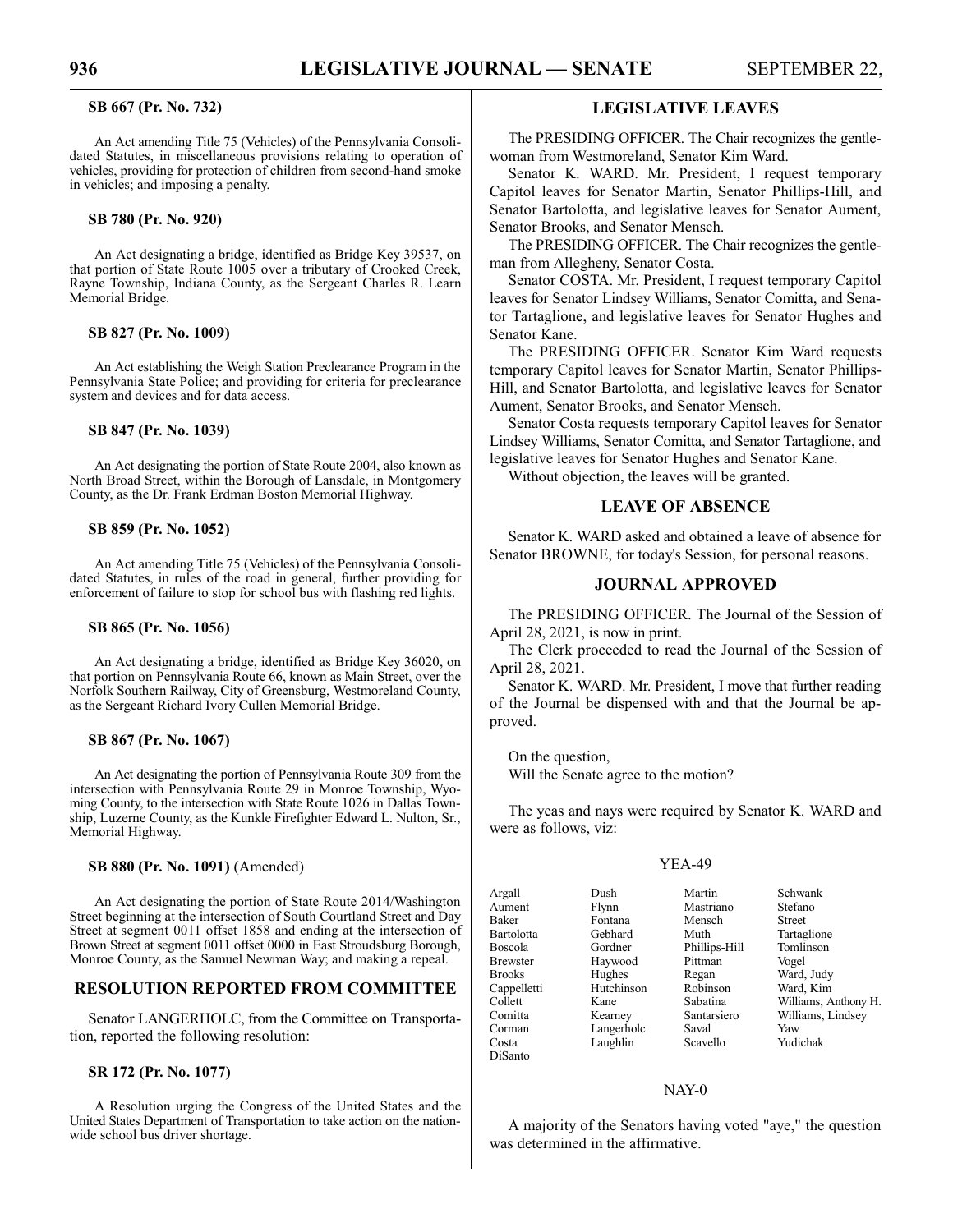**SB 667 (Pr. No. 732)**

An Act amending Title 75 (Vehicles) of the Pennsylvania Consolidated Statutes, in miscellaneous provisions relating to operation of vehicles, providing for protection of children from second-hand smoke in vehicles; and imposing a penalty.

**SB 780 (Pr. No. 920)**

An Act designating a bridge, identified as Bridge Key 39537, on that portion of State Route 1005 over a tributary of Crooked Creek, Rayne Township, Indiana County, as the Sergeant Charles R. Learn Memorial Bridge.

**SB 827 (Pr. No. 1009)**

An Act establishing the Weigh Station Preclearance Program in the Pennsylvania State Police; and providing for criteria for preclearance system and devices and for data access.

**SB 847 (Pr. No. 1039)**

An Act designating the portion of State Route 2004, also known as North Broad Street, within the Borough of Lansdale, in Montgomery County, as the Dr. Frank Erdman Boston Memorial Highway.

**SB 859 (Pr. No. 1052)**

An Act amending Title 75 (Vehicles) of the Pennsylvania Consolidated Statutes, in rules of the road in general, further providing for enforcement of failure to stop for school bus with flashing red lights.

**SB 865 (Pr. No. 1056)**

An Act designating a bridge, identified as Bridge Key 36020, on that portion on Pennsylvania Route 66, known as Main Street, over the Norfolk Southern Railway, City of Greensburg, Westmoreland County, as the Sergeant Richard Ivory Cullen Memorial Bridge.

**SB 867 (Pr. No. 1067)**

An Act designating the portion of Pennsylvania Route 309 from the intersection with Pennsylvania Route 29 in Monroe Township, Wyoming County, to the intersection with State Route 1026 in Dallas Township, Luzerne County, as the Kunkle Firefighter Edward L. Nulton, Sr., Memorial Highway.

**SB 880 (Pr. No. 1091)** (Amended)

An Act designating the portion of State Route 2014/Washington Street beginning at the intersection of South Courtland Street and Day Street at segment 0011 offset 1858 and ending at the intersection of Brown Street at segment 0011 offset 0000 in East Stroudsburg Borough, Monroe County, as the Samuel Newman Way; and making a repeal.

## RESOLUTION REPORTED FROM COMMITTEE

Senator LANGERHOLC, from the Committee on Transportation, reported the following resolution:

**SR 172 (Pr. No. 1077)**

A Resolution urging the Congress of the United States and the United States Department of Transportation to take action on the nationwide school bus driver shortage.

## LEGISLATIVE LEAVES

The PRESIDING OFFICER. The Chair recognizes the gentlewoman from Westmoreland, Senator Kim Ward.

Senator K. WARD. Mr. President, I request temporary Capitol leaves for Senator Martin, Senator Phillips-Hill, and Senator Bartolotta, and legislative leaves for Senator Aument, Senator Brooks, and Senator Mensch.

The PRESIDING OFFICER. The Chair recognizes the gentleman from Allegheny, Senator Costa.

Senator COSTA. Mr. President, I request temporary Capitol leaves for Senator Lindsey Williams, Senator Comitta, and Senator Tartaglione, and legislative leaves for Senator Hughes and Senator Kane.

The PRESIDING OFFICER. Senator Kim Ward requests temporary Capitol leaves for Senator Martin, Senator Phillips-Hill, and Senator Bartolotta, and legislative leaves for Senator Aument, Senator Brooks, and Senator Mensch.

Senator Costa requests temporary Capitol leaves for Senator Lindsey Williams, Senator Comitta, and Senator Tartaglione, and legislative leaves for Senator Hughes and Senator Kane.

Without objection, the leaves will be granted.

## LEAVE OF ABSENCE

Senator K. WARD asked and obtained a leave of absence for Senator BROWNE, for today's Session, for personal reasons.

## JOURNAL APPROVED

The PRESIDING OFFICER. The Journal of the Session of April 28, 2021, is now in print.

The Clerk proceeded to read the Journal of the Session of April 28, 2021.

Senator K. WARD. Mr. President, I move that further reading of the Journal be dispensed with and that the Journal be approved.

On the question,
Will the Senate agree to the motion?

The yeas and nays were required by Senator K. WARD and were as follows, viz:

YEA-49

| | | | |
|---|---|---|---|
| Argall | Dush | Martin | Schwank |
| Aument | Flynn | Mastriano | Stefano |
| Baker | Fontana | Mensch | Street |
| Bartolotta | Gebhard | Muth | Tartaglione |
| Boscola | Gordner | Phillips-Hill | Tomlinson |
| Brewster | Haywood | Pittman | Vogel |
| Brooks | Hughes | Regan | Ward, Judy |
| Cappelletti | Hutchinson | Robinson | Ward, Kim |
| Collett | Kane | Sabatina | Williams, Anthony H. |
| Comitta | Kearney | Santarsiero | Williams, Lindsey |
| Corman | Langerholc | Saval | Yaw |
| Costa | Laughlin | Scavello | Yudichak |
| DiSanto | | | |

NAY-0

A majority of the Senators having voted "aye," the question was determined in the affirmative.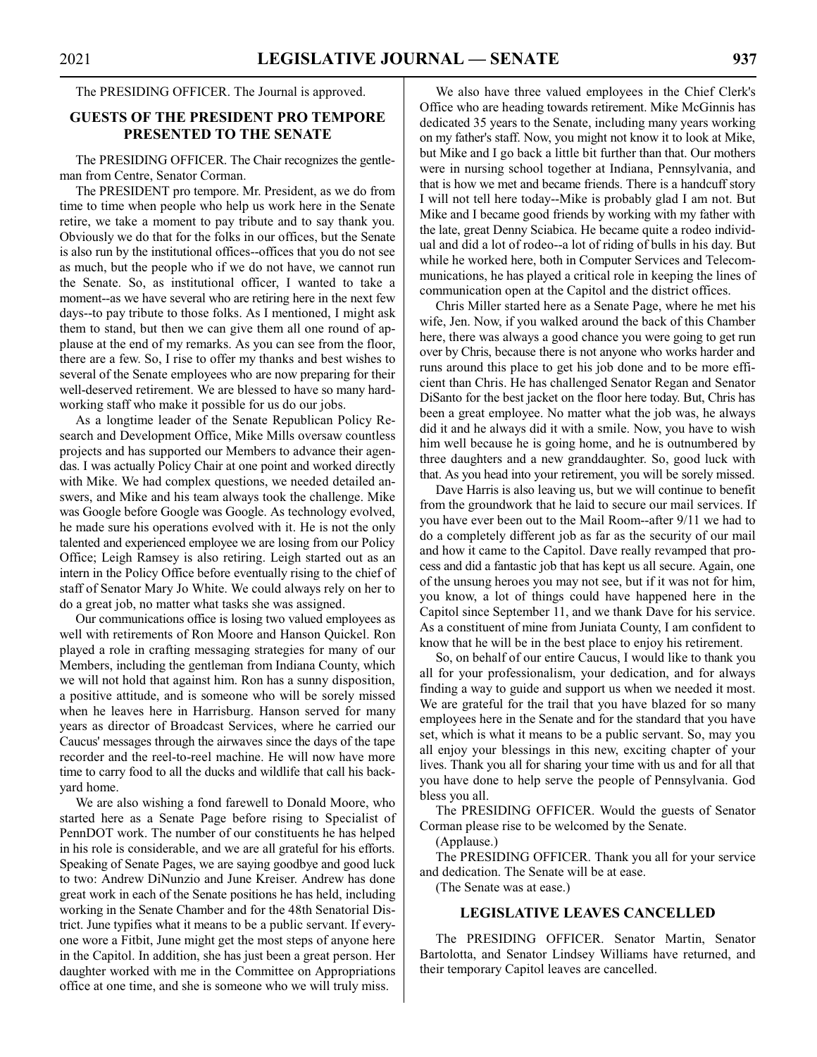The PRESIDING OFFICER. The Journal is approved.

## GUESTS OF THE PRESIDENT PRO TEMPORE PRESENTED TO THE SENATE

The PRESIDING OFFICER. The Chair recognizes the gentleman from Centre, Senator Corman.

The PRESIDENT pro tempore. Mr. President, as we do from time to time when people who help us work here in the Senate retire, we take a moment to pay tribute and to say thank you. Obviously we do that for the folks in our offices, but the Senate is also run by the institutional offices--offices that you do not see as much, but the people who if we do not have, we cannot run the Senate. So, as institutional officer, I wanted to take a moment--as we have several who are retiring here in the next few days--to pay tribute to those folks. As I mentioned, I might ask them to stand, but then we can give them all one round of applause at the end of my remarks. As you can see from the floor, there are a few. So, I rise to offer my thanks and best wishes to several of the Senate employees who are now preparing for their well-deserved retirement. We are blessed to have so many hardworking staff who make it possible for us do our jobs.

As a longtime leader of the Senate Republican Policy Research and Development Office, Mike Mills oversaw countless projects and has supported our Members to advance their agendas. I was actually Policy Chair at one point and worked directly with Mike. We had complex questions, we needed detailed answers, and Mike and his team always took the challenge. Mike was Google before Google was Google. As technology evolved, he made sure his operations evolved with it. He is not the only talented and experienced employee we are losing from our Policy Office; Leigh Ramsey is also retiring. Leigh started out as an intern in the Policy Office before eventually rising to the chief of staff of Senator Mary Jo White. We could always rely on her to do a great job, no matter what tasks she was assigned.

Our communications office is losing two valued employees as well with retirements of Ron Moore and Hanson Quickel. Ron played a role in crafting messaging strategies for many of our Members, including the gentleman from Indiana County, which we will not hold that against him. Ron has a sunny disposition, a positive attitude, and is someone who will be sorely missed when he leaves here in Harrisburg. Hanson served for many years as director of Broadcast Services, where he carried our Caucus' messages through the airwaves since the days of the tape recorder and the reel-to-reel machine. He will now have more time to carry food to all the ducks and wildlife that call his backyard home.

We are also wishing a fond farewell to Donald Moore, who started here as a Senate Page before rising to Specialist of PennDOT work. The number of our constituents he has helped in his role is considerable, and we are all grateful for his efforts. Speaking of Senate Pages, we are saying goodbye and good luck to two: Andrew DiNunzio and June Kreiser. Andrew has done great work in each of the Senate positions he has held, including working in the Senate Chamber and for the 48th Senatorial District. June typifies what it means to be a public servant. If everyone wore a Fitbit, June might get the most steps of anyone here in the Capitol. In addition, she has just been a great person. Her daughter worked with me in the Committee on Appropriations office at one time, and she is someone who we will truly miss.

We also have three valued employees in the Chief Clerk's Office who are heading towards retirement. Mike McGinnis has dedicated 35 years to the Senate, including many years working on my father's staff. Now, you might not know it to look at Mike, but Mike and I go back a little bit further than that. Our mothers were in nursing school together at Indiana, Pennsylvania, and that is how we met and became friends. There is a handcuff story I will not tell here today--Mike is probably glad I am not. But Mike and I became good friends by working with my father with the late, great Denny Sciabica. He became quite a rodeo individual and did a lot of rodeo--a lot of riding of bulls in his day. But while he worked here, both in Computer Services and Telecommunications, he has played a critical role in keeping the lines of communication open at the Capitol and the district offices.

Chris Miller started here as a Senate Page, where he met his wife, Jen. Now, if you walked around the back of this Chamber here, there was always a good chance you were going to get run over by Chris, because there is not anyone who works harder and runs around this place to get his job done and to be more efficient than Chris. He has challenged Senator Regan and Senator DiSanto for the best jacket on the floor here today. But, Chris has been a great employee. No matter what the job was, he always did it and he always did it with a smile. Now, you have to wish him well because he is going home, and he is outnumbered by three daughters and a new granddaughter. So, good luck with that. As you head into your retirement, you will be sorely missed.

Dave Harris is also leaving us, but we will continue to benefit from the groundwork that he laid to secure our mail services. If you have ever been out to the Mail Room--after 9/11 we had to do a completely different job as far as the security of our mail and how it came to the Capitol. Dave really revamped that process and did a fantastic job that has kept us all secure. Again, one of the unsung heroes you may not see, but if it was not for him, you know, a lot of things could have happened here in the Capitol since September 11, and we thank Dave for his service. As a constituent of mine from Juniata County, I am confident to know that he will be in the best place to enjoy his retirement.

So, on behalf of our entire Caucus, I would like to thank you all for your professionalism, your dedication, and for always finding a way to guide and support us when we needed it most. We are grateful for the trail that you have blazed for so many employees here in the Senate and for the standard that you have set, which is what it means to be a public servant. So, may you all enjoy your blessings in this new, exciting chapter of your lives. Thank you all for sharing your time with us and for all that you have done to help serve the people of Pennsylvania. God bless you all.

The PRESIDING OFFICER. Would the guests of Senator Corman please rise to be welcomed by the Senate.

(Applause.)

The PRESIDING OFFICER. Thank you all for your service and dedication. The Senate will be at ease.

(The Senate was at ease.)

## LEGISLATIVE LEAVES CANCELLED

The PRESIDING OFFICER. Senator Martin, Senator Bartolotta, and Senator Lindsey Williams have returned, and their temporary Capitol leaves are cancelled.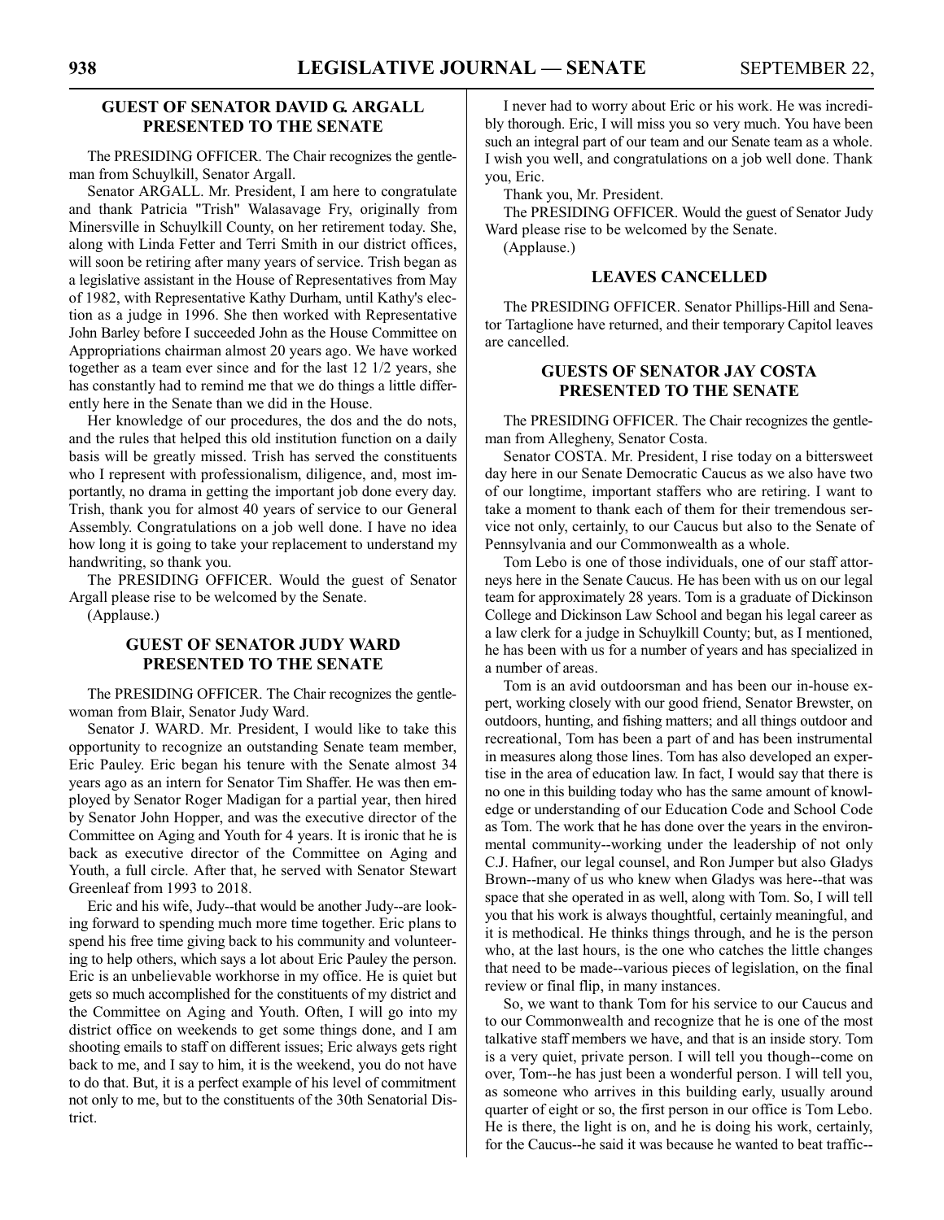## GUEST OF SENATOR DAVID G. ARGALL PRESENTED TO THE SENATE

The PRESIDING OFFICER. The Chair recognizes the gentleman from Schuylkill, Senator Argall.

Senator ARGALL. Mr. President, I am here to congratulate and thank Patricia "Trish" Walasavage Fry, originally from Minersville in Schuylkill County, on her retirement today. She, along with Linda Fetter and Terri Smith in our district offices, will soon be retiring after many years of service. Trish began as a legislative assistant in the House of Representatives from May of 1982, with Representative Kathy Durham, until Kathy's election as a judge in 1996. She then worked with Representative John Barley before I succeeded John as the House Committee on Appropriations chairman almost 20 years ago. We have worked together as a team ever since and for the last 12 1/2 years, she has constantly had to remind me that we do things a little differently here in the Senate than we did in the House.

Her knowledge of our procedures, the dos and the do nots, and the rules that helped this old institution function on a daily basis will be greatly missed. Trish has served the constituents who I represent with professionalism, diligence, and, most importantly, no drama in getting the important job done every day. Trish, thank you for almost 40 years of service to our General Assembly. Congratulations on a job well done. I have no idea how long it is going to take your replacement to understand my handwriting, so thank you.

The PRESIDING OFFICER. Would the guest of Senator Argall please rise to be welcomed by the Senate.

(Applause.)

## GUEST OF SENATOR JUDY WARD PRESENTED TO THE SENATE

The PRESIDING OFFICER. The Chair recognizes the gentlewoman from Blair, Senator Judy Ward.

Senator J. WARD. Mr. President, I would like to take this opportunity to recognize an outstanding Senate team member, Eric Pauley. Eric began his tenure with the Senate almost 34 years ago as an intern for Senator Tim Shaffer. He was then employed by Senator Roger Madigan for a partial year, then hired by Senator John Hopper, and was the executive director of the Committee on Aging and Youth for 4 years. It is ironic that he is back as executive director of the Committee on Aging and Youth, a full circle. After that, he served with Senator Stewart Greenleaf from 1993 to 2018.

Eric and his wife, Judy--that would be another Judy--are looking forward to spending much more time together. Eric plans to spend his free time giving back to his community and volunteering to help others, which says a lot about Eric Pauley the person. Eric is an unbelievable workhorse in my office. He is quiet but gets so much accomplished for the constituents of my district and the Committee on Aging and Youth. Often, I will go into my district office on weekends to get some things done, and I am shooting emails to staff on different issues; Eric always gets right back to me, and I say to him, it is the weekend, you do not have to do that. But, it is a perfect example of his level of commitment not only to me, but to the constituents of the 30th Senatorial District.

I never had to worry about Eric or his work. He was incredibly thorough. Eric, I will miss you so very much. You have been such an integral part of our team and our Senate team as a whole. I wish you well, and congratulations on a job well done. Thank you, Eric.

Thank you, Mr. President.

The PRESIDING OFFICER. Would the guest of Senator Judy Ward please rise to be welcomed by the Senate.

(Applause.)

## LEAVES CANCELLED

The PRESIDING OFFICER. Senator Phillips-Hill and Senator Tartaglione have returned, and their temporary Capitol leaves are cancelled.

## GUESTS OF SENATOR JAY COSTA PRESENTED TO THE SENATE

The PRESIDING OFFICER. The Chair recognizes the gentleman from Allegheny, Senator Costa.

Senator COSTA. Mr. President, I rise today on a bittersweet day here in our Senate Democratic Caucus as we also have two of our longtime, important staffers who are retiring. I want to take a moment to thank each of them for their tremendous service not only, certainly, to our Caucus but also to the Senate of Pennsylvania and our Commonwealth as a whole.

Tom Lebo is one of those individuals, one of our staff attorneys here in the Senate Caucus. He has been with us on our legal team for approximately 28 years. Tom is a graduate of Dickinson College and Dickinson Law School and began his legal career as a law clerk for a judge in Schuylkill County; but, as I mentioned, he has been with us for a number of years and has specialized in a number of areas.

Tom is an avid outdoorsman and has been our in-house expert, working closely with our good friend, Senator Brewster, on outdoors, hunting, and fishing matters; and all things outdoor and recreational, Tom has been a part of and has been instrumental in measures along those lines. Tom has also developed an expertise in the area of education law. In fact, I would say that there is no one in this building today who has the same amount of knowledge or understanding of our Education Code and School Code as Tom. The work that he has done over the years in the environmental community--working under the leadership of not only C.J. Hafner, our legal counsel, and Ron Jumper but also Gladys Brown--many of us who knew when Gladys was here--that was space that she operated in as well, along with Tom. So, I will tell you that his work is always thoughtful, certainly meaningful, and it is methodical. He thinks things through, and he is the person who, at the last hours, is the one who catches the little changes that need to be made--various pieces of legislation, on the final review or final flip, in many instances.

So, we want to thank Tom for his service to our Caucus and to our Commonwealth and recognize that he is one of the most talkative staff members we have, and that is an inside story. Tom is a very quiet, private person. I will tell you though--come on over, Tom--he has just been a wonderful person. I will tell you, as someone who arrives in this building early, usually around quarter of eight or so, the first person in our office is Tom Lebo. He is there, the light is on, and he is doing his work, certainly, for the Caucus--he said it was because he wanted to beat traffic--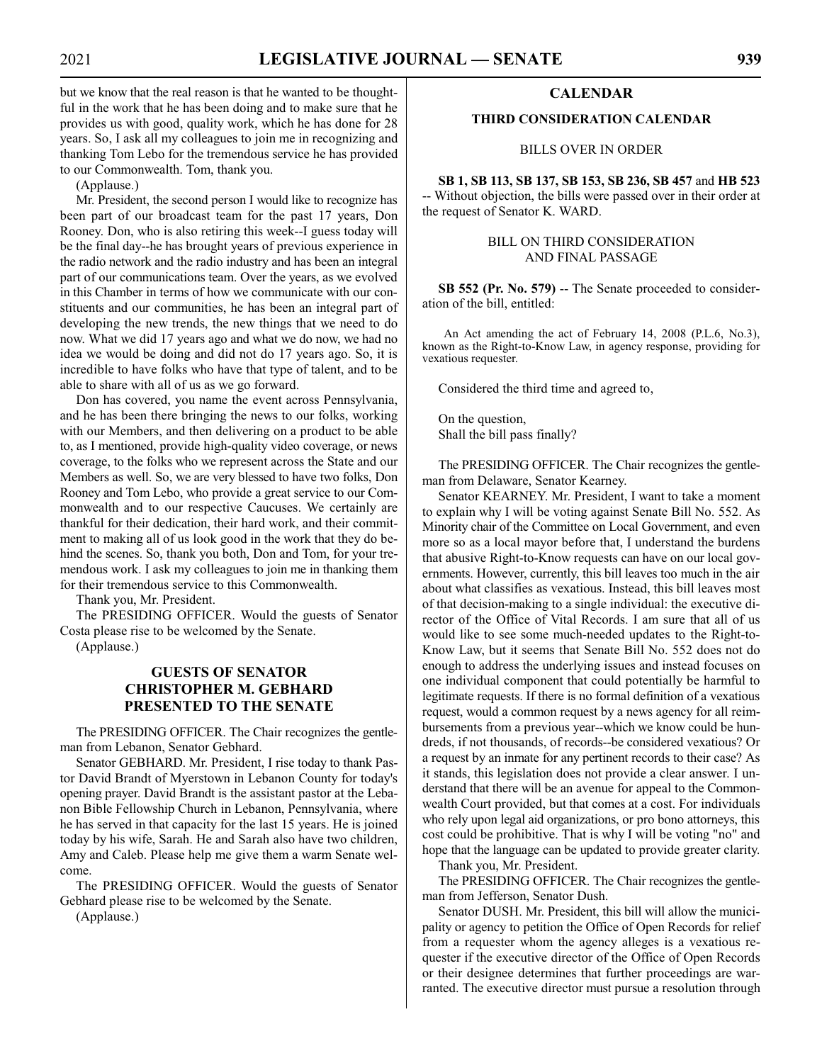but we know that the real reason is that he wanted to be thoughtful in the work that he has been doing and to make sure that he provides us with good, quality work, which he has done for 28 years. So, I ask all my colleagues to join me in recognizing and thanking Tom Lebo for the tremendous service he has provided to our Commonwealth. Tom, thank you.

(Applause.)

Mr. President, the second person I would like to recognize has been part of our broadcast team for the past 17 years, Don Rooney. Don, who is also retiring this week--I guess today will be the final day--he has brought years of previous experience in the radio network and the radio industry and has been an integral part of our communications team. Over the years, as we evolved in this Chamber in terms of how we communicate with our constituents and our communities, he has been an integral part of developing the new trends, the new things that we need to do now. What we did 17 years ago and what we do now, we had no idea we would be doing and did not do 17 years ago. So, it is incredible to have folks who have that type of talent, and to be able to share with all of us as we go forward.

Don has covered, you name the event across Pennsylvania, and he has been there bringing the news to our folks, working with our Members, and then delivering on a product to be able to, as I mentioned, provide high-quality video coverage, or news coverage, to the folks who we represent across the State and our Members as well. So, we are very blessed to have two folks, Don Rooney and Tom Lebo, who provide a great service to our Commonwealth and to our respective Caucuses. We certainly are thankful for their dedication, their hard work, and their commitment to making all of us look good in the work that they do behind the scenes. So, thank you both, Don and Tom, for your tremendous work. I ask my colleagues to join me in thanking them for their tremendous service to this Commonwealth.

Thank you, Mr. President.

The PRESIDING OFFICER. Would the guests of Senator Costa please rise to be welcomed by the Senate.

(Applause.)

## GUESTS OF SENATOR CHRISTOPHER M. GEBHARD PRESENTED TO THE SENATE

The PRESIDING OFFICER. The Chair recognizes the gentleman from Lebanon, Senator Gebhard.

Senator GEBHARD. Mr. President, I rise today to thank Pastor David Brandt of Myerstown in Lebanon County for today's opening prayer. David Brandt is the assistant pastor at the Lebanon Bible Fellowship Church in Lebanon, Pennsylvania, where he has served in that capacity for the last 15 years. He is joined today by his wife, Sarah. He and Sarah also have two children, Amy and Caleb. Please help me give them a warm Senate welcome.

The PRESIDING OFFICER. Would the guests of Senator Gebhard please rise to be welcomed by the Senate.

(Applause.)

## CALENDAR

### THIRD CONSIDERATION CALENDAR

#### BILLS OVER IN ORDER

**SB 1, SB 113, SB 137, SB 153, SB 236, SB 457** and **HB 523** -- Without objection, the bills were passed over in their order at the request of Senator K. WARD.

#### BILL ON THIRD CONSIDERATION AND FINAL PASSAGE

**SB 552 (Pr. No. 579)** -- The Senate proceeded to consideration of the bill, entitled:

An Act amending the act of February 14, 2008 (P.L.6, No.3), known as the Right-to-Know Law, in agency response, providing for vexatious requester.

Considered the third time and agreed to,

On the question,
Shall the bill pass finally?

The PRESIDING OFFICER. The Chair recognizes the gentleman from Delaware, Senator Kearney.

Senator KEARNEY. Mr. President, I want to take a moment to explain why I will be voting against Senate Bill No. 552. As Minority chair of the Committee on Local Government, and even more so as a local mayor before that, I understand the burdens that abusive Right-to-Know requests can have on our local governments. However, currently, this bill leaves too much in the air about what classifies as vexatious. Instead, this bill leaves most of that decision-making to a single individual: the executive director of the Office of Vital Records. I am sure that all of us would like to see some much-needed updates to the Right-to-Know Law, but it seems that Senate Bill No. 552 does not do enough to address the underlying issues and instead focuses on one individual component that could potentially be harmful to legitimate requests. If there is no formal definition of a vexatious request, would a common request by a news agency for all reimbursements from a previous year--which we know could be hundreds, if not thousands, of records--be considered vexatious? Or a request by an inmate for any pertinent records to their case? As it stands, this legislation does not provide a clear answer. I understand that there will be an avenue for appeal to the Commonwealth Court provided, but that comes at a cost. For individuals who rely upon legal aid organizations, or pro bono attorneys, this cost could be prohibitive. That is why I will be voting "no" and hope that the language can be updated to provide greater clarity.

Thank you, Mr. President.

The PRESIDING OFFICER. The Chair recognizes the gentleman from Jefferson, Senator Dush.

Senator DUSH. Mr. President, this bill will allow the municipality or agency to petition the Office of Open Records for relief from a requester whom the agency alleges is a vexatious requester if the executive director of the Office of Open Records or their designee determines that further proceedings are warranted. The executive director must pursue a resolution through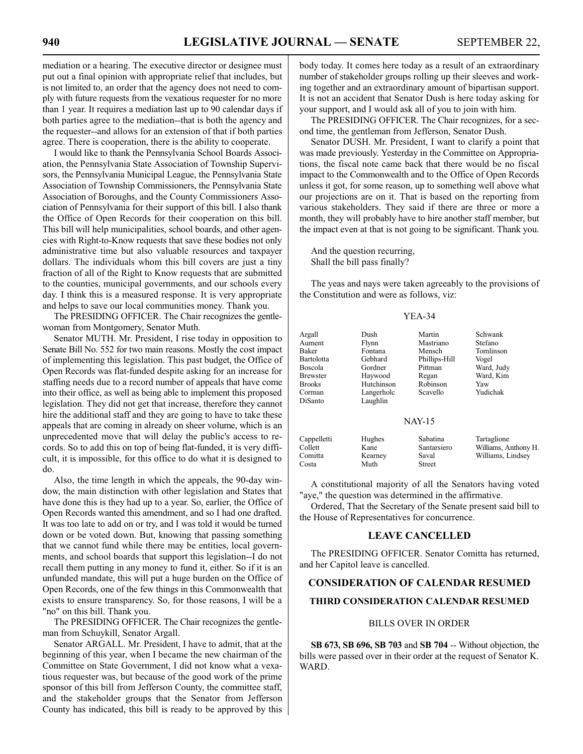mediation or a hearing. The executive director or designee must put out a final opinion with appropriate relief that includes, but is not limited to, an order that the agency does not need to comply with future requests from the vexatious requester for no more than 1 year. It requires a mediation last up to 90 calendar days if both parties agree to the mediation--that is both the agency and the requester--and allows for an extension of that if both parties agree. There is cooperation, there is the ability to cooperate.

I would like to thank the Pennsylvania School Boards Association, the Pennsylvania State Association of Township Supervisors, the Pennsylvania Municipal League, the Pennsylvania State Association of Township Commissioners, the Pennsylvania State Association of Boroughs, and the County Commissioners Association of Pennsylvania for their support of this bill. I also thank the Office of Open Records for their cooperation on this bill. This bill will help municipalities, school boards, and other agencies with Right-to-Know requests that save these bodies not only administrative time but also valuable resources and taxpayer dollars. The individuals whom this bill covers are just a tiny fraction of all of the Right to Know requests that are submitted to the counties, municipal governments, and our schools every day. I think this is a measured response. It is very appropriate and helps to save our local communities money. Thank you.

The PRESIDING OFFICER. The Chair recognizes the gentlewoman from Montgomery, Senator Muth.

Senator MUTH. Mr. President, I rise today in opposition to Senate Bill No. 552 for two main reasons. Mostly the cost impact of implementing this legislation. This past budget, the Office of Open Records was flat-funded despite asking for an increase for staffing needs due to a record number of appeals that have come into their office, as well as being able to implement this proposed legislation. They did not get that increase, therefore they cannot hire the additional staff and they are going to have to take these appeals that are coming in already on sheer volume, which is an unprecedented move that will delay the public's access to records. So to add this on top of being flat-funded, it is very difficult, it is impossible, for this office to do what it is designed to do.

Also, the time length in which the appeals, the 90-day window, the main distinction with other legislation and States that have done this is they had up to a year. So, earlier, the Office of Open Records wanted this amendment, and so I had one drafted. It was too late to add on or try, and I was told it would be turned down or be voted down. But, knowing that passing something that we cannot fund while there may be entities, local governments, and school boards that support this legislation--I do not recall them putting in any money to fund it, either. So if it is an unfunded mandate, this will put a huge burden on the Office of Open Records, one of the few things in this Commonwealth that exists to ensure transparency. So, for those reasons, I will be a "no" on this bill. Thank you.

The PRESIDING OFFICER. The Chair recognizes the gentleman from Schuylkill, Senator Argall.

Senator ARGALL. Mr. President, I have to admit, that at the beginning of this year, when I became the new chairman of the Committee on State Government, I did not know what a vexatious requester was, but because of the good work of the prime sponsor of this bill from Jefferson County, the committee staff, and the stakeholder groups that the Senator from Jefferson County has indicated, this bill is ready to be approved by this body today. It comes here today as a result of an extraordinary number of stakeholder groups rolling up their sleeves and working together and an extraordinary amount of bipartisan support. It is not an accident that Senator Dush is here today asking for your support, and I would ask all of you to join with him.

The PRESIDING OFFICER. The Chair recognizes, for a second time, the gentleman from Jefferson, Senator Dush.

Senator DUSH. Mr. President, I want to clarify a point that was made previously. Yesterday in the Committee on Appropriations, the fiscal note came back that there would be no fiscal impact to the Commonwealth and to the Office of Open Records unless it got, for some reason, up to something well above what our projections are on it. That is based on the reporting from various stakeholders. They said if there are three or more a month, they will probably have to hire another staff member, but the impact even at that is not going to be significant. Thank you.

And the question recurring,
Shall the bill pass finally?

The yeas and nays were taken agreeably to the provisions of the Constitution and were as follows, viz:

YEA-34

| | | | |
|---|---|---|---|
| Argall | Dush | Martin | Schwank |
| Aument | Flynn | Mastriano | Stefano |
| Baker | Fontana | Mensch | Tomlinson |
| Bartolotta | Gebhard | Phillips-Hill | Vogel |
| Boscola | Gordner | Pittman | Ward, Judy |
| Brewster | Haywood | Regan | Ward, Kim |
| Brooks | Hutchinson | Robinson | Yaw |
| Corman | Langerholc | Scavello | Yudichak |
| DiSanto | Laughlin | | |

NAY-15

| | | | |
|---|---|---|---|
| Cappelletti | Hughes | Sabatina | Tartaglione |
| Collett | Kane | Santarsiero | Williams, Anthony H. |
| Comitta | Kearney | Saval | Williams, Lindsey |
| Costa | Muth | Street | |

A constitutional majority of all the Senators having voted "aye," the question was determined in the affirmative.

Ordered, That the Secretary of the Senate present said bill to the House of Representatives for concurrence.

## LEAVE CANCELLED

The PRESIDING OFFICER. Senator Comitta has returned, and her Capitol leave is cancelled.

## CONSIDERATION OF CALENDAR RESUMED

### THIRD CONSIDERATION CALENDAR RESUMED

BILLS OVER IN ORDER

**SB 673, SB 696, SB 703** and **SB 704** -- Without objection, the bills were passed over in their order at the request of Senator K. WARD.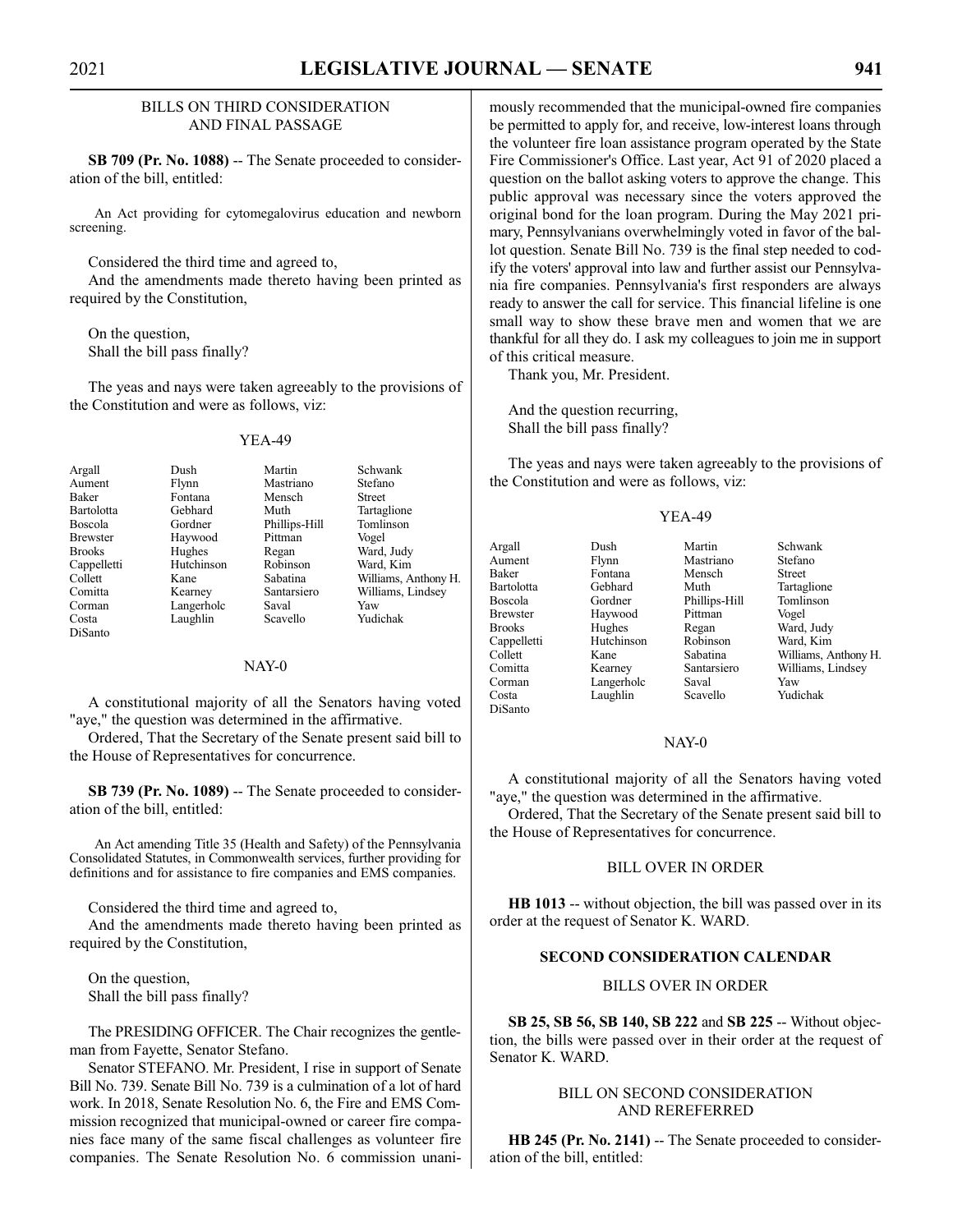## BILLS ON THIRD CONSIDERATION AND FINAL PASSAGE

**SB 709 (Pr. No. 1088)** -- The Senate proceeded to consideration of the bill, entitled:

An Act providing for cytomegalovirus education and newborn screening.

Considered the third time and agreed to,

And the amendments made thereto having been printed as required by the Constitution,

On the question,
Shall the bill pass finally?

The yeas and nays were taken agreeably to the provisions of the Constitution and were as follows, viz:

YEA-49

| | | | |
|---|---|---|---|
| Argall | Dush | Martin | Schwank |
| Aument | Flynn | Mastriano | Stefano |
| Baker | Fontana | Mensch | Street |
| Bartolotta | Gebhard | Muth | Tartaglione |
| Boscola | Gordner | Phillips-Hill | Tomlinson |
| Brewster | Haywood | Pittman | Vogel |
| Brooks | Hughes | Regan | Ward, Judy |
| Cappelletti | Hutchinson | Robinson | Ward, Kim |
| Collett | Kane | Sabatina | Williams, Anthony H. |
| Comitta | Kearney | Santarsiero | Williams, Lindsey |
| Corman | Langerholc | Saval | Yaw |
| Costa | Laughlin | Scavello | Yudichak |
| DiSanto | | | |

NAY-0

A constitutional majority of all the Senators having voted "aye," the question was determined in the affirmative.

Ordered, That the Secretary of the Senate present said bill to the House of Representatives for concurrence.

**SB 739 (Pr. No. 1089)** -- The Senate proceeded to consideration of the bill, entitled:

An Act amending Title 35 (Health and Safety) of the Pennsylvania Consolidated Statutes, in Commonwealth services, further providing for definitions and for assistance to fire companies and EMS companies.

Considered the third time and agreed to,

And the amendments made thereto having been printed as required by the Constitution,

On the question,
Shall the bill pass finally?

The PRESIDING OFFICER. The Chair recognizes the gentleman from Fayette, Senator Stefano.

Senator STEFANO. Mr. President, I rise in support of Senate Bill No. 739. Senate Bill No. 739 is a culmination of a lot of hard work. In 2018, Senate Resolution No. 6, the Fire and EMS Commission recognized that municipal-owned or career fire companies face many of the same fiscal challenges as volunteer fire companies. The Senate Resolution No. 6 commission unanimously recommended that the municipal-owned fire companies be permitted to apply for, and receive, low-interest loans through the volunteer fire loan assistance program operated by the State Fire Commissioner's Office. Last year, Act 91 of 2020 placed a question on the ballot asking voters to approve the change. This public approval was necessary since the voters approved the original bond for the loan program. During the May 2021 primary, Pennsylvanians overwhelmingly voted in favor of the ballot question. Senate Bill No. 739 is the final step needed to codify the voters' approval into law and further assist our Pennsylvania fire companies. Pennsylvania's first responders are always ready to answer the call for service. This financial lifeline is one small way to show these brave men and women that we are thankful for all they do. I ask my colleagues to join me in support of this critical measure.

Thank you, Mr. President.

And the question recurring,
Shall the bill pass finally?

The yeas and nays were taken agreeably to the provisions of the Constitution and were as follows, viz:

YEA-49

| | | | |
|---|---|---|---|
| Argall | Dush | Martin | Schwank |
| Aument | Flynn | Mastriano | Stefano |
| Baker | Fontana | Mensch | Street |
| Bartolotta | Gebhard | Muth | Tartaglione |
| Boscola | Gordner | Phillips-Hill | Tomlinson |
| Brewster | Haywood | Pittman | Vogel |
| Brooks | Hughes | Regan | Ward, Judy |
| Cappelletti | Hutchinson | Robinson | Ward, Kim |
| Collett | Kane | Sabatina | Williams, Anthony H. |
| Comitta | Kearney | Santarsiero | Williams, Lindsey |
| Corman | Langerholc | Saval | Yaw |
| Costa | Laughlin | Scavello | Yudichak |
| DiSanto | | | |

NAY-0

A constitutional majority of all the Senators having voted "aye," the question was determined in the affirmative.

Ordered, That the Secretary of the Senate present said bill to the House of Representatives for concurrence.

## BILL OVER IN ORDER

**HB 1013** -- without objection, the bill was passed over in its order at the request of Senator K. WARD.

## SECOND CONSIDERATION CALENDAR

## BILLS OVER IN ORDER

**SB 25, SB 56, SB 140, SB 222** and **SB 225** -- Without objection, the bills were passed over in their order at the request of Senator K. WARD.

## BILL ON SECOND CONSIDERATION AND REREFERRED

**HB 245 (Pr. No. 2141)** -- The Senate proceeded to consideration of the bill, entitled: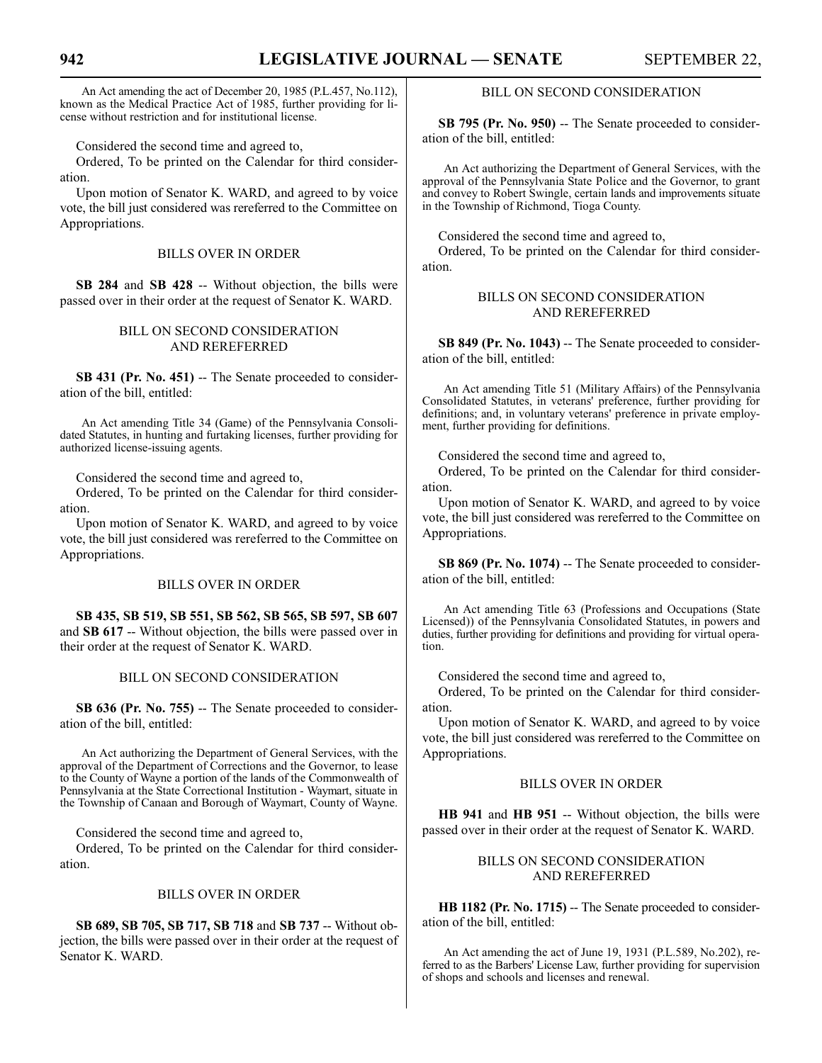An Act amending the act of December 20, 1985 (P.L.457, No.112), known as the Medical Practice Act of 1985, further providing for license without restriction and for institutional license.

Considered the second time and agreed to,

Ordered, To be printed on the Calendar for third consideration.

Upon motion of Senator K. WARD, and agreed to by voice vote, the bill just considered was rereferred to the Committee on Appropriations.

### BILLS OVER IN ORDER

**SB 284** and **SB 428** -- Without objection, the bills were passed over in their order at the request of Senator K. WARD.

### BILL ON SECOND CONSIDERATION AND REREFERRED

**SB 431 (Pr. No. 451)** -- The Senate proceeded to consideration of the bill, entitled:

An Act amending Title 34 (Game) of the Pennsylvania Consolidated Statutes, in hunting and furtaking licenses, further providing for authorized license-issuing agents.

Considered the second time and agreed to,

Ordered, To be printed on the Calendar for third consideration.

Upon motion of Senator K. WARD, and agreed to by voice vote, the bill just considered was rereferred to the Committee on Appropriations.

### BILLS OVER IN ORDER

**SB 435, SB 519, SB 551, SB 562, SB 565, SB 597, SB 607** and **SB 617** -- Without objection, the bills were passed over in their order at the request of Senator K. WARD.

### BILL ON SECOND CONSIDERATION

**SB 636 (Pr. No. 755)** -- The Senate proceeded to consideration of the bill, entitled:

An Act authorizing the Department of General Services, with the approval of the Department of Corrections and the Governor, to lease to the County of Wayne a portion of the lands of the Commonwealth of Pennsylvania at the State Correctional Institution - Waymart, situate in the Township of Canaan and Borough of Waymart, County of Wayne.

Considered the second time and agreed to,

Ordered, To be printed on the Calendar for third consideration.

### BILLS OVER IN ORDER

**SB 689, SB 705, SB 717, SB 718** and **SB 737** -- Without objection, the bills were passed over in their order at the request of Senator K. WARD.

### BILL ON SECOND CONSIDERATION

**SB 795 (Pr. No. 950)** -- The Senate proceeded to consideration of the bill, entitled:

An Act authorizing the Department of General Services, with the approval of the Pennsylvania State Police and the Governor, to grant and convey to Robert Swingle, certain lands and improvements situate in the Township of Richmond, Tioga County.

Considered the second time and agreed to,

Ordered, To be printed on the Calendar for third consideration.

### BILLS ON SECOND CONSIDERATION AND REREFERRED

**SB 849 (Pr. No. 1043)** -- The Senate proceeded to consideration of the bill, entitled:

An Act amending Title 51 (Military Affairs) of the Pennsylvania Consolidated Statutes, in veterans' preference, further providing for definitions; and, in voluntary veterans' preference in private employment, further providing for definitions.

Considered the second time and agreed to,

Ordered, To be printed on the Calendar for third consideration.

Upon motion of Senator K. WARD, and agreed to by voice vote, the bill just considered was rereferred to the Committee on Appropriations.

**SB 869 (Pr. No. 1074)** -- The Senate proceeded to consideration of the bill, entitled:

An Act amending Title 63 (Professions and Occupations (State Licensed)) of the Pennsylvania Consolidated Statutes, in powers and duties, further providing for definitions and providing for virtual operation.

Considered the second time and agreed to,

Ordered, To be printed on the Calendar for third consideration.

Upon motion of Senator K. WARD, and agreed to by voice vote, the bill just considered was rereferred to the Committee on Appropriations.

### BILLS OVER IN ORDER

**HB 941** and **HB 951** -- Without objection, the bills were passed over in their order at the request of Senator K. WARD.

### BILLS ON SECOND CONSIDERATION AND REREFERRED

**HB 1182 (Pr. No. 1715)** -- The Senate proceeded to consideration of the bill, entitled:

An Act amending the act of June 19, 1931 (P.L.589, No.202), referred to as the Barbers' License Law, further providing for supervision of shops and schools and licenses and renewal.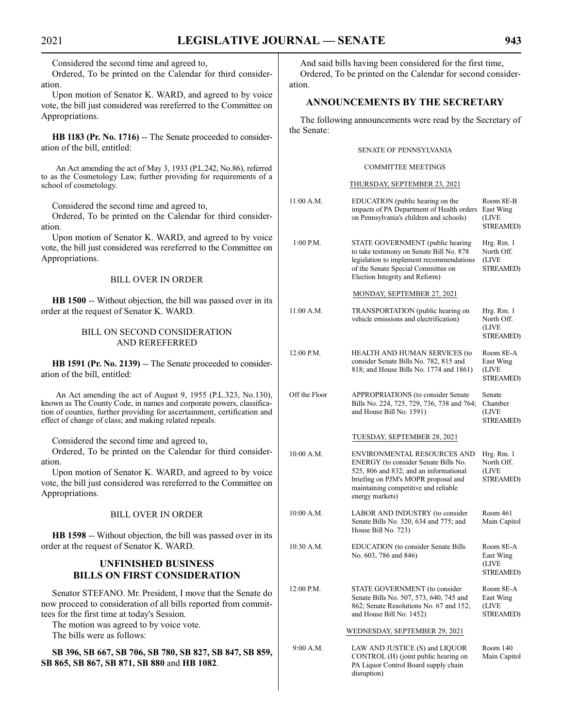Considered the second time and agreed to,

Ordered, To be printed on the Calendar for third consideration.

Upon motion of Senator K. WARD, and agreed to by voice vote, the bill just considered was rereferred to the Committee on Appropriations.

**HB 1183 (Pr. No. 1716)** -- The Senate proceeded to consideration of the bill, entitled:

An Act amending the act of May 3, 1933 (P.L.242, No.86), referred to as the Cosmetology Law, further providing for requirements of a school of cosmetology.

Considered the second time and agreed to,

Ordered, To be printed on the Calendar for third consideration.

Upon motion of Senator K. WARD, and agreed to by voice vote, the bill just considered was rereferred to the Committee on Appropriations.

### BILL OVER IN ORDER

**HB 1500** -- Without objection, the bill was passed over in its order at the request of Senator K. WARD.

### BILL ON SECOND CONSIDERATION AND REREFERRED

**HB 1591 (Pr. No. 2139)** -- The Senate proceeded to consideration of the bill, entitled:

An Act amending the act of August 9, 1955 (P.L.323, No.130), known as The County Code, in names and corporate powers, classification of counties, further providing for ascertainment, certification and effect of change of class; and making related repeals.

Considered the second time and agreed to,

Ordered, To be printed on the Calendar for third consideration.

Upon motion of Senator K. WARD, and agreed to by voice vote, the bill just considered was rereferred to the Committee on Appropriations.

### BILL OVER IN ORDER

**HB 1598** -- Without objection, the bill was passed over in its order at the request of Senator K. WARD.

## UNFINISHED BUSINESS BILLS ON FIRST CONSIDERATION

Senator STEFANO. Mr. President, I move that the Senate do now proceed to consideration of all bills reported from committees for the first time at today's Session.

The motion was agreed to by voice vote.

The bills were as follows:

**SB 396, SB 667, SB 706, SB 780, SB 827, SB 847, SB 859, SB 865, SB 867, SB 871, SB 880** and **HB 1082**.

And said bills having been considered for the first time,

Ordered, To be printed on the Calendar for second consideration.

## ANNOUNCEMENTS BY THE SECRETARY

The following announcements were read by the Secretary of the Senate:

SENATE OF PENNSYLVANIA

COMMITTEE MEETINGS

THURSDAY, SEPTEMBER 23, 2021

| | | |
|---|---|---|
| 11:00 A.M. | EDUCATION (public hearing on the impacts of PA Department of Health orders on Pennsylvania's children and schools) | Room 8E-B East Wing (LIVE STREAMED) |
| 1:00 P.M. | STATE GOVERNMENT (public hearing to take testimony on Senate Bill No. 878 legislation to implement recommendations of the Senate Special Committee on Election Integrity and Reform) | Hrg. Rm. 1 North Off. (LIVE STREAMED) |

MONDAY, SEPTEMBER 27, 2021

| | | |
|---|---|---|
| 11:00 A.M. | TRANSPORTATION (public hearing on vehicle emissions and electrification) | Hrg. Rm. 1 North Off. (LIVE STREAMED) |
| 12:00 P.M. | HEALTH AND HUMAN SERVICES (to consider Senate Bills No. 782, 815 and 818; and House Bills No. 1774 and 1861) | Room 8E-A East Wing (LIVE STREAMED) |
| Off the Floor | APPROPRIATIONS (to consider Senate Bills No. 224, 725, 729, 736, 738 and 764; and House Bill No. 1591) | Senate Chamber (LIVE STREAMED) |

TUESDAY, SEPTEMBER 28, 2021

| | | |
|---|---|---|
| 10:00 A.M. | ENVIRONMENTAL RESOURCES AND ENERGY (to consider Senate Bills No. 525, 806 and 832; and an informational briefing on PJM's MOPR proposal and maintaining competitive and reliable energy markets) | Hrg. Rm. 1 North Off. (LIVE STREAMED) |
| 10:00 A.M. | LABOR AND INDUSTRY (to consider Senate Bills No. 320, 634 and 775; and House Bill No. 723) | Room 461 Main Capitol |
| 10:30 A.M. | EDUCATION (to consider Senate Bills No. 603, 786 and 846) | Room 8E-A East Wing (LIVE STREAMED) |
| 12:00 P.M. | STATE GOVERNMENT (to consider Senate Bills No. 507, 573, 640, 745 and 862; Senate Resolutions No. 67 and 152; and House Bill No. 1452) | Room 8E-A East Wing (LIVE STREAMED) |

WEDNESDAY, SEPTEMBER 29, 2021

| | | |
|---|---|---|
| 9:00 A.M. | LAW AND JUSTICE (S) and LIQUOR CONTROL (H) (joint public hearing on PA Liquor Control Board supply chain disruption) | Room 140 Main Capitol |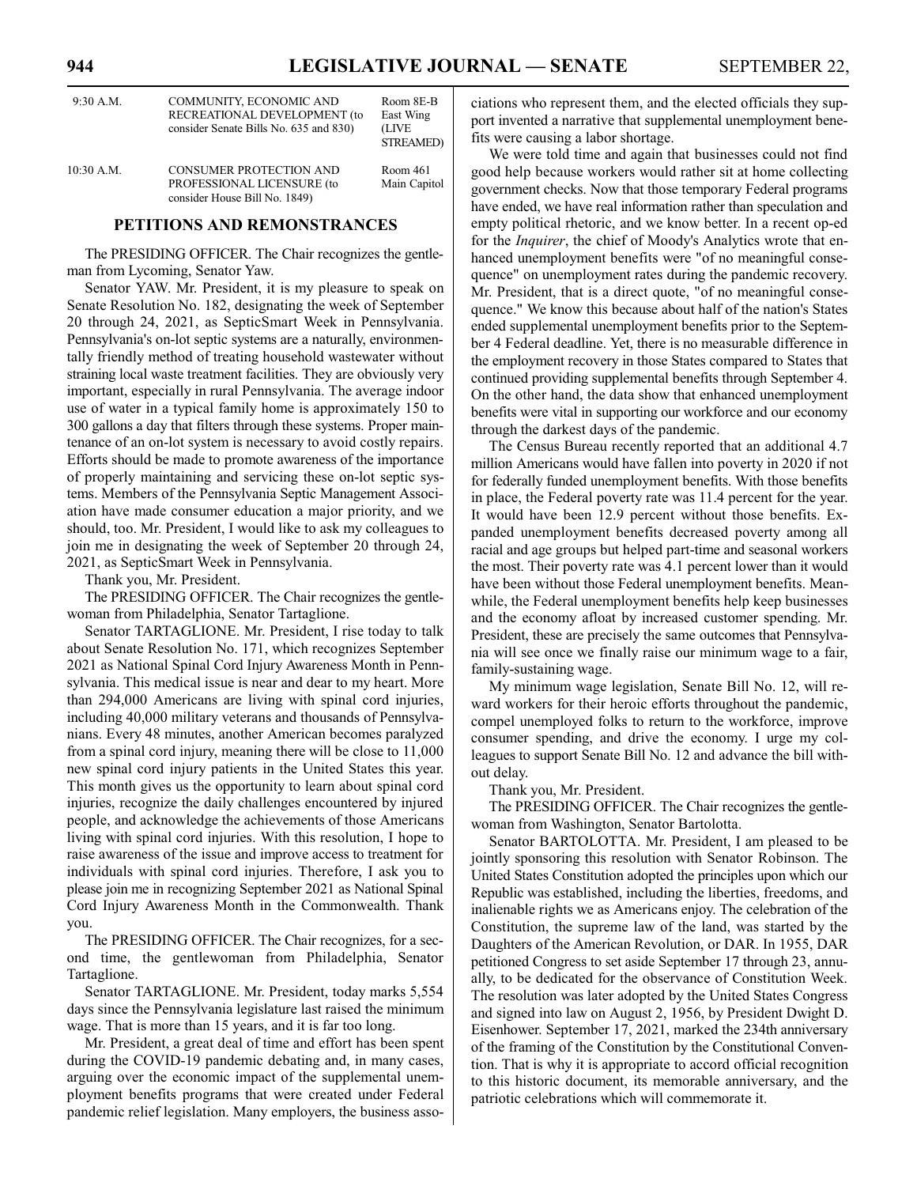| 9:30 A.M. | COMMUNITY, ECONOMIC AND RECREATIONAL DEVELOPMENT (to consider Senate Bills No. 635 and 830) | Room 8E-B East Wing (LIVE STREAMED) |
|---|---|---|
| 10:30 A.M. | CONSUMER PROTECTION AND PROFESSIONAL LICENSURE (to consider House Bill No. 1849) | Room 461 Main Capitol |

## PETITIONS AND REMONSTRANCES

The PRESIDING OFFICER. The Chair recognizes the gentleman from Lycoming, Senator Yaw.

Senator YAW. Mr. President, it is my pleasure to speak on Senate Resolution No. 182, designating the week of September 20 through 24, 2021, as SepticSmart Week in Pennsylvania. Pennsylvania's on-lot septic systems are a naturally, environmentally friendly method of treating household wastewater without straining local waste treatment facilities. They are obviously very important, especially in rural Pennsylvania. The average indoor use of water in a typical family home is approximately 150 to 300 gallons a day that filters through these systems. Proper maintenance of an on-lot system is necessary to avoid costly repairs. Efforts should be made to promote awareness of the importance of properly maintaining and servicing these on-lot septic systems. Members of the Pennsylvania Septic Management Association have made consumer education a major priority, and we should, too. Mr. President, I would like to ask my colleagues to join me in designating the week of September 20 through 24, 2021, as SepticSmart Week in Pennsylvania.

Thank you, Mr. President.

The PRESIDING OFFICER. The Chair recognizes the gentlewoman from Philadelphia, Senator Tartaglione.

Senator TARTAGLIONE. Mr. President, I rise today to talk about Senate Resolution No. 171, which recognizes September 2021 as National Spinal Cord Injury Awareness Month in Pennsylvania. This medical issue is near and dear to my heart. More than 294,000 Americans are living with spinal cord injuries, including 40,000 military veterans and thousands of Pennsylvanians. Every 48 minutes, another American becomes paralyzed from a spinal cord injury, meaning there will be close to 11,000 new spinal cord injury patients in the United States this year. This month gives us the opportunity to learn about spinal cord injuries, recognize the daily challenges encountered by injured people, and acknowledge the achievements of those Americans living with spinal cord injuries. With this resolution, I hope to raise awareness of the issue and improve access to treatment for individuals with spinal cord injuries. Therefore, I ask you to please join me in recognizing September 2021 as National Spinal Cord Injury Awareness Month in the Commonwealth. Thank you.

The PRESIDING OFFICER. The Chair recognizes, for a second time, the gentlewoman from Philadelphia, Senator Tartaglione.

Senator TARTAGLIONE. Mr. President, today marks 5,554 days since the Pennsylvania legislature last raised the minimum wage. That is more than 15 years, and it is far too long.

Mr. President, a great deal of time and effort has been spent during the COVID-19 pandemic debating and, in many cases, arguing over the economic impact of the supplemental unemployment benefits programs that were created under Federal pandemic relief legislation. Many employers, the business associations who represent them, and the elected officials they support invented a narrative that supplemental unemployment benefits were causing a labor shortage.

We were told time and again that businesses could not find good help because workers would rather sit at home collecting government checks. Now that those temporary Federal programs have ended, we have real information rather than speculation and empty political rhetoric, and we know better. In a recent op-ed for the *Inquirer*, the chief of Moody's Analytics wrote that enhanced unemployment benefits were "of no meaningful consequence" on unemployment rates during the pandemic recovery. Mr. President, that is a direct quote, "of no meaningful consequence." We know this because about half of the nation's States ended supplemental unemployment benefits prior to the September 4 Federal deadline. Yet, there is no measurable difference in the employment recovery in those States compared to States that continued providing supplemental benefits through September 4. On the other hand, the data show that enhanced unemployment benefits were vital in supporting our workforce and our economy through the darkest days of the pandemic.

The Census Bureau recently reported that an additional 4.7 million Americans would have fallen into poverty in 2020 if not for federally funded unemployment benefits. With those benefits in place, the Federal poverty rate was 11.4 percent for the year. It would have been 12.9 percent without those benefits. Expanded unemployment benefits decreased poverty among all racial and age groups but helped part-time and seasonal workers the most. Their poverty rate was 4.1 percent lower than it would have been without those Federal unemployment benefits. Meanwhile, the Federal unemployment benefits help keep businesses and the economy afloat by increased customer spending. Mr. President, these are precisely the same outcomes that Pennsylvania will see once we finally raise our minimum wage to a fair, family-sustaining wage.

My minimum wage legislation, Senate Bill No. 12, will reward workers for their heroic efforts throughout the pandemic, compel unemployed folks to return to the workforce, improve consumer spending, and drive the economy. I urge my colleagues to support Senate Bill No. 12 and advance the bill without delay.

Thank you, Mr. President.

The PRESIDING OFFICER. The Chair recognizes the gentlewoman from Washington, Senator Bartolotta.

Senator BARTOLOTTA. Mr. President, I am pleased to be jointly sponsoring this resolution with Senator Robinson. The United States Constitution adopted the principles upon which our Republic was established, including the liberties, freedoms, and inalienable rights we as Americans enjoy. The celebration of the Constitution, the supreme law of the land, was started by the Daughters of the American Revolution, or DAR. In 1955, DAR petitioned Congress to set aside September 17 through 23, annually, to be dedicated for the observance of Constitution Week. The resolution was later adopted by the United States Congress and signed into law on August 2, 1956, by President Dwight D. Eisenhower. September 17, 2021, marked the 234th anniversary of the framing of the Constitution by the Constitutional Convention. That is why it is appropriate to accord official recognition to this historic document, its memorable anniversary, and the patriotic celebrations which will commemorate it.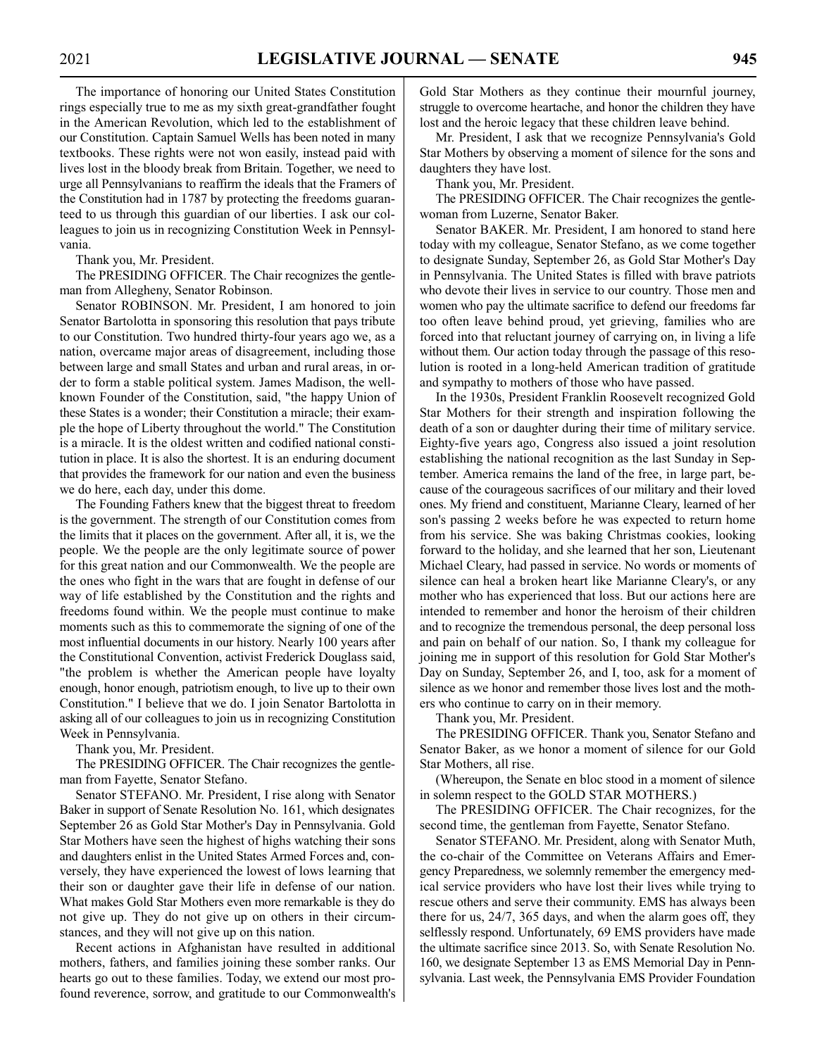The importance of honoring our United States Constitution rings especially true to me as my sixth great-grandfather fought in the American Revolution, which led to the establishment of our Constitution. Captain Samuel Wells has been noted in many textbooks. These rights were not won easily, instead paid with lives lost in the bloody break from Britain. Together, we need to urge all Pennsylvanians to reaffirm the ideals that the Framers of the Constitution had in 1787 by protecting the freedoms guaranteed to us through this guardian of our liberties. I ask our colleagues to join us in recognizing Constitution Week in Pennsylvania.

Thank you, Mr. President.

The PRESIDING OFFICER. The Chair recognizes the gentleman from Allegheny, Senator Robinson.

Senator ROBINSON. Mr. President, I am honored to join Senator Bartolotta in sponsoring this resolution that pays tribute to our Constitution. Two hundred thirty-four years ago we, as a nation, overcame major areas of disagreement, including those between large and small States and urban and rural areas, in order to form a stable political system. James Madison, the well-known Founder of the Constitution, said, "the happy Union of these States is a wonder; their Constitution a miracle; their example the hope of Liberty throughout the world." The Constitution is a miracle. It is the oldest written and codified national constitution in place. It is also the shortest. It is an enduring document that provides the framework for our nation and even the business we do here, each day, under this dome.

The Founding Fathers knew that the biggest threat to freedom is the government. The strength of our Constitution comes from the limits that it places on the government. After all, it is, we the people. We the people are the only legitimate source of power for this great nation and our Commonwealth. We the people are the ones who fight in the wars that are fought in defense of our way of life established by the Constitution and the rights and freedoms found within. We the people must continue to make moments such as this to commemorate the signing of one of the most influential documents in our history. Nearly 100 years after the Constitutional Convention, activist Frederick Douglass said, "the problem is whether the American people have loyalty enough, honor enough, patriotism enough, to live up to their own Constitution." I believe that we do. I join Senator Bartolotta in asking all of our colleagues to join us in recognizing Constitution Week in Pennsylvania.

Thank you, Mr. President.

The PRESIDING OFFICER. The Chair recognizes the gentleman from Fayette, Senator Stefano.

Senator STEFANO. Mr. President, I rise along with Senator Baker in support of Senate Resolution No. 161, which designates September 26 as Gold Star Mother's Day in Pennsylvania. Gold Star Mothers have seen the highest of highs watching their sons and daughters enlist in the United States Armed Forces and, conversely, they have experienced the lowest of lows learning that their son or daughter gave their life in defense of our nation. What makes Gold Star Mothers even more remarkable is they do not give up. They do not give up on others in their circumstances, and they will not give up on this nation.

Recent actions in Afghanistan have resulted in additional mothers, fathers, and families joining these somber ranks. Our hearts go out to these families. Today, we extend our most profound reverence, sorrow, and gratitude to our Commonwealth's Gold Star Mothers as they continue their mournful journey, struggle to overcome heartache, and honor the children they have lost and the heroic legacy that these children leave behind.

Mr. President, I ask that we recognize Pennsylvania's Gold Star Mothers by observing a moment of silence for the sons and daughters they have lost.

Thank you, Mr. President.

The PRESIDING OFFICER. The Chair recognizes the gentlewoman from Luzerne, Senator Baker.

Senator BAKER. Mr. President, I am honored to stand here today with my colleague, Senator Stefano, as we come together to designate Sunday, September 26, as Gold Star Mother's Day in Pennsylvania. The United States is filled with brave patriots who devote their lives in service to our country. Those men and women who pay the ultimate sacrifice to defend our freedoms far too often leave behind proud, yet grieving, families who are forced into that reluctant journey of carrying on, in living a life without them. Our action today through the passage of this resolution is rooted in a long-held American tradition of gratitude and sympathy to mothers of those who have passed.

In the 1930s, President Franklin Roosevelt recognized Gold Star Mothers for their strength and inspiration following the death of a son or daughter during their time of military service. Eighty-five years ago, Congress also issued a joint resolution establishing the national recognition as the last Sunday in September. America remains the land of the free, in large part, because of the courageous sacrifices of our military and their loved ones. My friend and constituent, Marianne Cleary, learned of her son's passing 2 weeks before he was expected to return home from his service. She was baking Christmas cookies, looking forward to the holiday, and she learned that her son, Lieutenant Michael Cleary, had passed in service. No words or moments of silence can heal a broken heart like Marianne Cleary's, or any mother who has experienced that loss. But our actions here are intended to remember and honor the heroism of their children and to recognize the tremendous personal, the deep personal loss and pain on behalf of our nation. So, I thank my colleague for joining me in support of this resolution for Gold Star Mother's Day on Sunday, September 26, and I, too, ask for a moment of silence as we honor and remember those lives lost and the mothers who continue to carry on in their memory.

Thank you, Mr. President.

The PRESIDING OFFICER. Thank you, Senator Stefano and Senator Baker, as we honor a moment of silence for our Gold Star Mothers, all rise.

(Whereupon, the Senate en bloc stood in a moment of silence in solemn respect to the GOLD STAR MOTHERS.)

The PRESIDING OFFICER. The Chair recognizes, for the second time, the gentleman from Fayette, Senator Stefano.

Senator STEFANO. Mr. President, along with Senator Muth, the co-chair of the Committee on Veterans Affairs and Emergency Preparedness, we solemnly remember the emergency medical service providers who have lost their lives while trying to rescue others and serve their community. EMS has always been there for us, 24/7, 365 days, and when the alarm goes off, they selflessly respond. Unfortunately, 69 EMS providers have made the ultimate sacrifice since 2013. So, with Senate Resolution No. 160, we designate September 13 as EMS Memorial Day in Pennsylvania. Last week, the Pennsylvania EMS Provider Foundation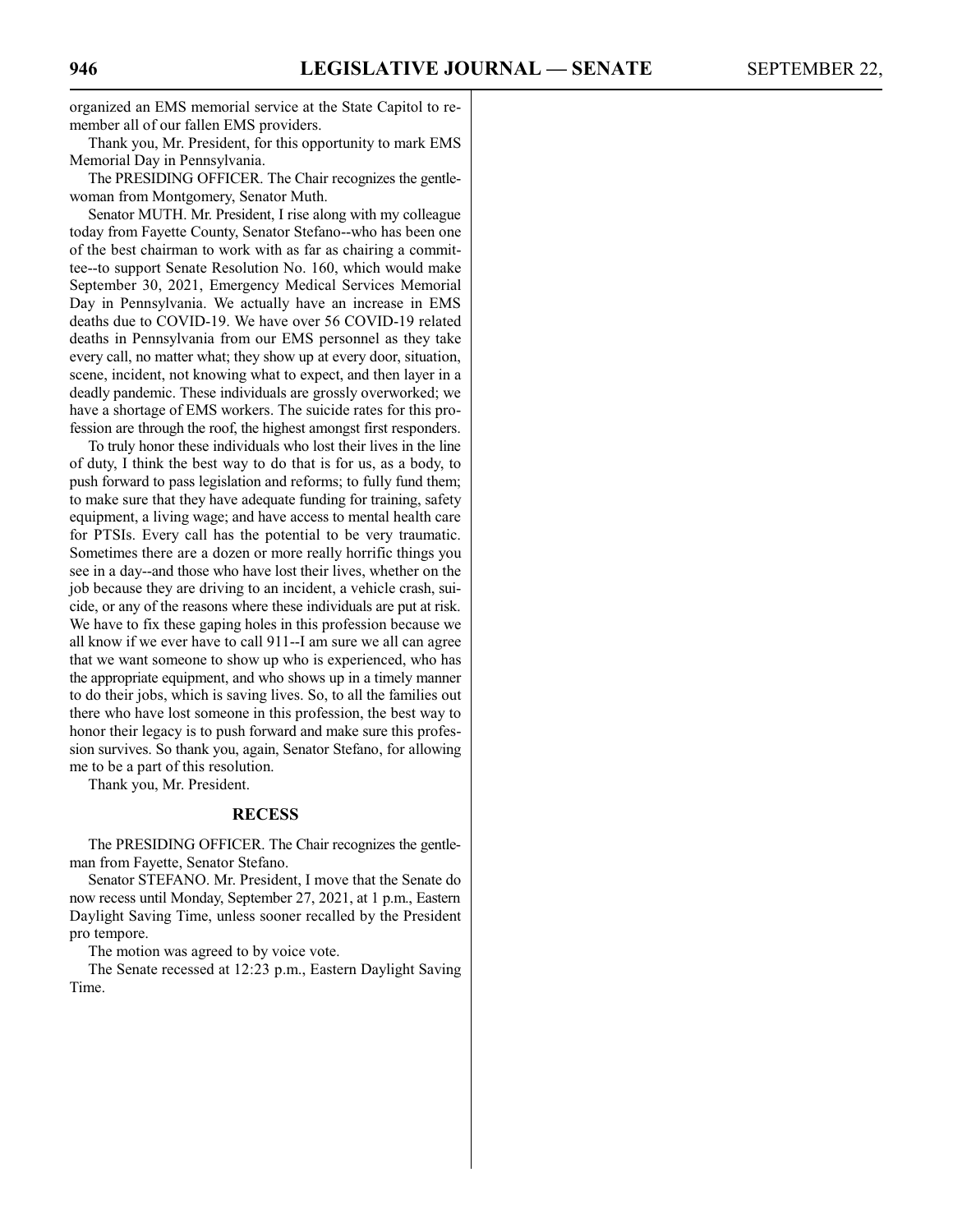organized an EMS memorial service at the State Capitol to remember all of our fallen EMS providers.

Thank you, Mr. President, for this opportunity to mark EMS Memorial Day in Pennsylvania.

The PRESIDING OFFICER. The Chair recognizes the gentlewoman from Montgomery, Senator Muth.

Senator MUTH. Mr. President, I rise along with my colleague today from Fayette County, Senator Stefano--who has been one of the best chairman to work with as far as chairing a committee--to support Senate Resolution No. 160, which would make September 30, 2021, Emergency Medical Services Memorial Day in Pennsylvania. We actually have an increase in EMS deaths due to COVID-19. We have over 56 COVID-19 related deaths in Pennsylvania from our EMS personnel as they take every call, no matter what; they show up at every door, situation, scene, incident, not knowing what to expect, and then layer in a deadly pandemic. These individuals are grossly overworked; we have a shortage of EMS workers. The suicide rates for this profession are through the roof, the highest amongst first responders.

To truly honor these individuals who lost their lives in the line of duty, I think the best way to do that is for us, as a body, to push forward to pass legislation and reforms; to fully fund them; to make sure that they have adequate funding for training, safety equipment, a living wage; and have access to mental health care for PTSIs. Every call has the potential to be very traumatic. Sometimes there are a dozen or more really horrific things you see in a day--and those who have lost their lives, whether on the job because they are driving to an incident, a vehicle crash, suicide, or any of the reasons where these individuals are put at risk. We have to fix these gaping holes in this profession because we all know if we ever have to call 911--I am sure we all can agree that we want someone to show up who is experienced, who has the appropriate equipment, and who shows up in a timely manner to do their jobs, which is saving lives. So, to all the families out there who have lost someone in this profession, the best way to honor their legacy is to push forward and make sure this profession survives. So thank you, again, Senator Stefano, for allowing me to be a part of this resolution.

Thank you, Mr. President.

## RECESS

The PRESIDING OFFICER. The Chair recognizes the gentleman from Fayette, Senator Stefano.

Senator STEFANO. Mr. President, I move that the Senate do now recess until Monday, September 27, 2021, at 1 p.m., Eastern Daylight Saving Time, unless sooner recalled by the President pro tempore.

The motion was agreed to by voice vote.

The Senate recessed at 12:23 p.m., Eastern Daylight Saving Time.